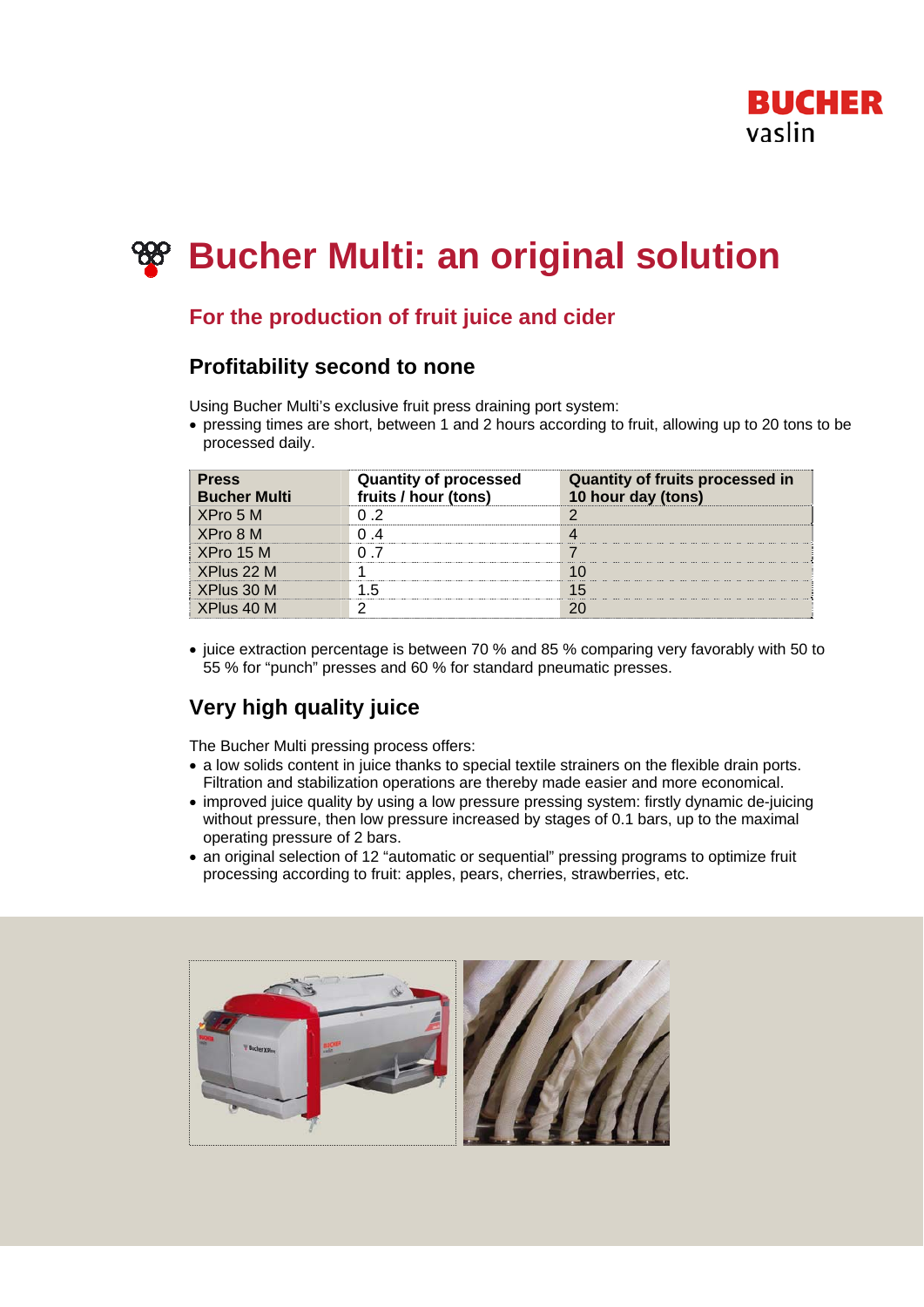# Bucher Multi: an original solution

## For the production of fruit juice and cider

### Profitability second to none

Using Bucher Multi's exclusive fruit press draining port system:

- pressing times are short, between 1 and 2 hours according to fruit, allowing up to 20 tons to be processed daily.

| Press Bucher Multi | Quantity of processed fruits / hour (tons) | Quantity of fruits processed in 10 hour day (tons) |
|---|---|---|
| XPro 5 M | 0 .2 | 2 |
| XPro 8 M | 0 .4 | 4 |
| XPro 15 M | 0 .7 | 7 |
| XPlus 22 M | 1 | 10 |
| XPlus 30 M | 1.5 | 15 |
| XPlus 40 M | 2 | 20 |

- juice extraction percentage is between 70 % and 85 % comparing very favorably with 50 to 55 % for "punch" presses and 60 % for standard pneumatic presses.

### Very high quality juice

The Bucher Multi pressing process offers:

- a low solids content in juice thanks to special textile strainers on the flexible drain ports. Filtration and stabilization operations are thereby made easier and more economical.
- improved juice quality by using a low pressure pressing system: firstly dynamic de-juicing without pressure, then low pressure increased by stages of 0.1 bars, up to the maximal operating pressure of 2 bars.
- an original selection of 12 "automatic or sequential" pressing programs to optimize fruit processing according to fruit: apples, pears, cherries, strawberries, etc.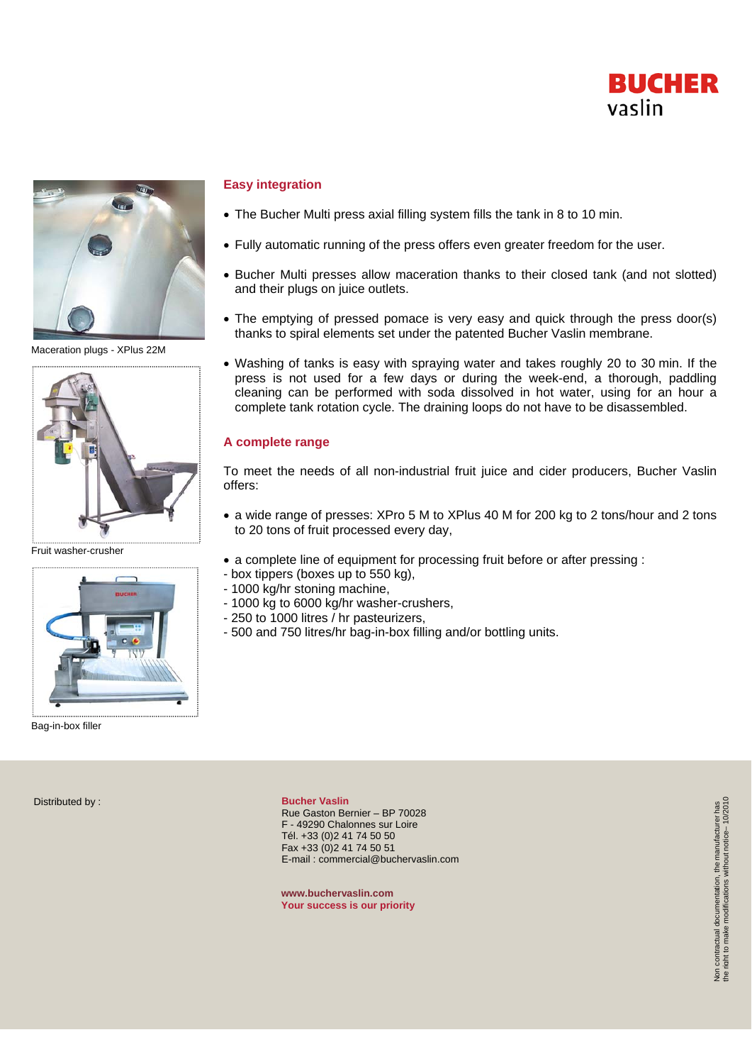Maceration plugs - XPlus 22M

Fruit washer-crusher

Bag-in-box filler

### Easy integration

- The Bucher Multi press axial filling system fills the tank in 8 to 10 min.
- Fully automatic running of the press offers even greater freedom for the user.
- Bucher Multi presses allow maceration thanks to their closed tank (and not slotted) and their plugs on juice outlets.
- The emptying of pressed pomace is very easy and quick through the press door(s) thanks to spiral elements set under the patented Bucher Vaslin membrane.
- Washing of tanks is easy with spraying water and takes roughly 20 to 30 min. If the press is not used for a few days or during the week-end, a thorough, paddling cleaning can be performed with soda dissolved in hot water, using for an hour a complete tank rotation cycle. The draining loops do not have to be disassembled.

### A complete range

To meet the needs of all non-industrial fruit juice and cider producers, Bucher Vaslin offers:

- a wide range of presses: XPro 5 M to XPlus 40 M for 200 kg to 2 tons/hour and 2 tons to 20 tons of fruit processed every day,
- a complete line of equipment for processing fruit before or after pressing :

- box tippers (boxes up to 550 kg),
- 1000 kg/hr stoning machine,
- 1000 kg to 6000 kg/hr washer-crushers,
- 250 to 1000 litres / hr pasteurizers,
- 500 and 750 litres/hr bag-in-box filling and/or bottling units.

Distributed by :

**Bucher Vaslin**
Rue Gaston Bernier – BP 70028
F - 49290 Chalonnes sur Loire
Tél. +33 (0)2 41 74 50 50
Fax +33 (0)2 41 74 50 51
E-mail : commercial@buchervaslin.com

**www.buchervaslin.com**
**Your success is our priority**

Non contractual documentation, the manufacturer has the right to make modifications without notice– 10/2010